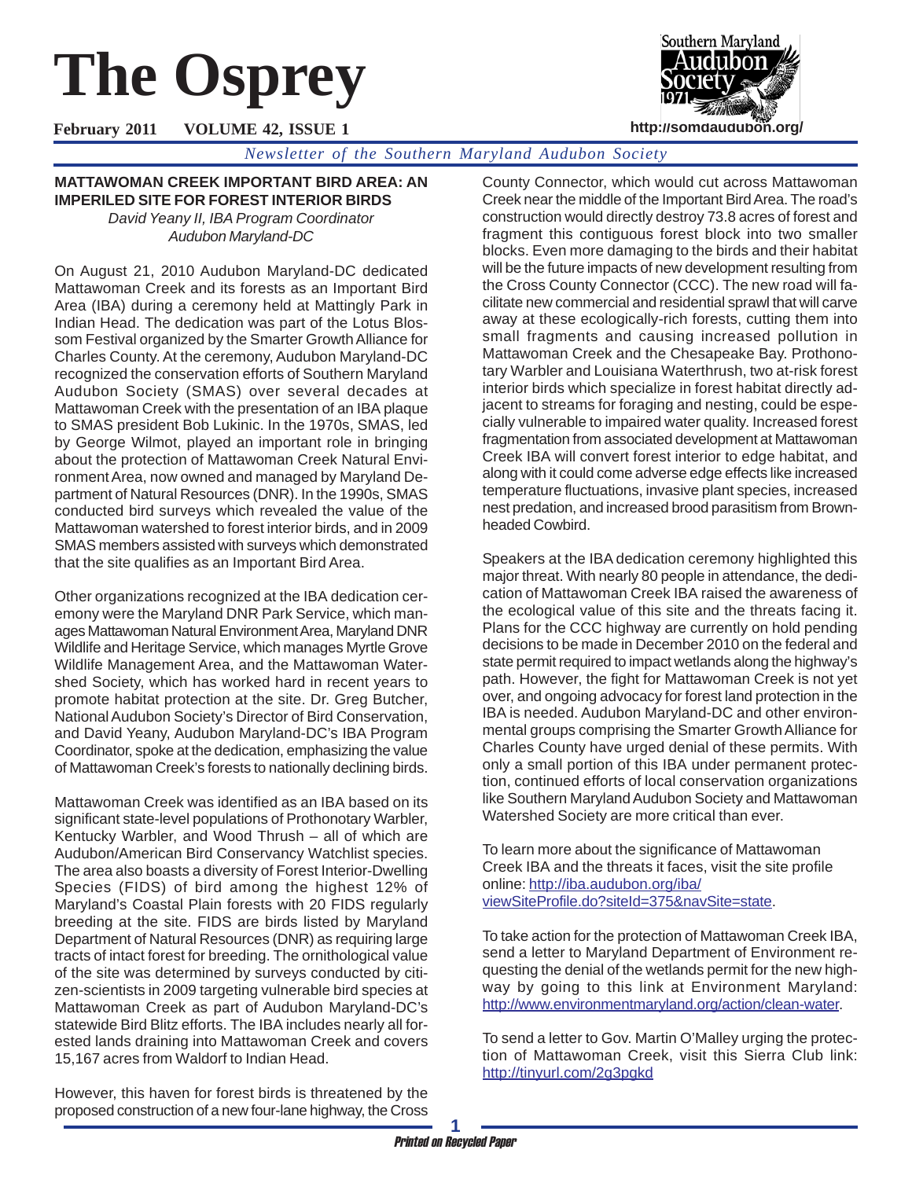# The Osprey

**February 2011 VOLUME 42, ISSUE 1**

http://somdaudubon.org/

*Newsletter of the Southern Maryland Audubon Society*

## MATTAWOMAN CREEK IMPORTANT BIRD AREA: AN IMPERILED SITE FOR FOREST INTERIOR BIRDS

*David Yeany II, IBA Program Coordinator*
*Audubon Maryland-DC*

On August 21, 2010 Audubon Maryland-DC dedicated Mattawoman Creek and its forests as an Important Bird Area (IBA) during a ceremony held at Mattingly Park in Indian Head. The dedication was part of the Lotus Blossom Festival organized by the Smarter Growth Alliance for Charles County. At the ceremony, Audubon Maryland-DC recognized the conservation efforts of Southern Maryland Audubon Society (SMAS) over several decades at Mattawoman Creek with the presentation of an IBA plaque to SMAS president Bob Lukinic. In the 1970s, SMAS, led by George Wilmot, played an important role in bringing about the protection of Mattawoman Creek Natural Environment Area, now owned and managed by Maryland Department of Natural Resources (DNR). In the 1990s, SMAS conducted bird surveys which revealed the value of the Mattawoman watershed to forest interior birds, and in 2009 SMAS members assisted with surveys which demonstrated that the site qualifies as an Important Bird Area.

Other organizations recognized at the IBA dedication ceremony were the Maryland DNR Park Service, which manages Mattawoman Natural Environment Area, Maryland DNR Wildlife and Heritage Service, which manages Myrtle Grove Wildlife Management Area, and the Mattawoman Watershed Society, which has worked hard in recent years to promote habitat protection at the site. Dr. Greg Butcher, National Audubon Society's Director of Bird Conservation, and David Yeany, Audubon Maryland-DC's IBA Program Coordinator, spoke at the dedication, emphasizing the value of Mattawoman Creek's forests to nationally declining birds.

Mattawoman Creek was identified as an IBA based on its significant state-level populations of Prothonotary Warbler, Kentucky Warbler, and Wood Thrush – all of which are Audubon/American Bird Conservancy Watchlist species. The area also boasts a diversity of Forest Interior-Dwelling Species (FIDS) of bird among the highest 12% of Maryland's Coastal Plain forests with 20 FIDS regularly breeding at the site. FIDS are birds listed by Maryland Department of Natural Resources (DNR) as requiring large tracts of intact forest for breeding. The ornithological value of the site was determined by surveys conducted by citizen-scientists in 2009 targeting vulnerable bird species at Mattawoman Creek as part of Audubon Maryland-DC's statewide Bird Blitz efforts. The IBA includes nearly all forested lands draining into Mattawoman Creek and covers 15,167 acres from Waldorf to Indian Head.

However, this haven for forest birds is threatened by the proposed construction of a new four-lane highway, the Cross County Connector, which would cut across Mattawoman Creek near the middle of the Important Bird Area. The road's construction would directly destroy 73.8 acres of forest and fragment this contiguous forest block into two smaller blocks. Even more damaging to the birds and their habitat will be the future impacts of new development resulting from the Cross County Connector (CCC). The new road will facilitate new commercial and residential sprawl that will carve away at these ecologically-rich forests, cutting them into small fragments and causing increased pollution in Mattawoman Creek and the Chesapeake Bay. Prothonotary Warbler and Louisiana Waterthrush, two at-risk forest interior birds which specialize in forest habitat directly adjacent to streams for foraging and nesting, could be especially vulnerable to impaired water quality. Increased forest fragmentation from associated development at Mattawoman Creek IBA will convert forest interior to edge habitat, and along with it could come adverse edge effects like increased temperature fluctuations, invasive plant species, increased nest predation, and increased brood parasitism from Brown-headed Cowbird.

Speakers at the IBA dedication ceremony highlighted this major threat. With nearly 80 people in attendance, the dedication of Mattawoman Creek IBA raised the awareness of the ecological value of this site and the threats facing it. Plans for the CCC highway are currently on hold pending decisions to be made in December 2010 on the federal and state permit required to impact wetlands along the highway's path. However, the fight for Mattawoman Creek is not yet over, and ongoing advocacy for forest land protection in the IBA is needed. Audubon Maryland-DC and other environmental groups comprising the Smarter Growth Alliance for Charles County have urged denial of these permits. With only a small portion of this IBA under permanent protection, continued efforts of local conservation organizations like Southern Maryland Audubon Society and Mattawoman Watershed Society are more critical than ever.

To learn more about the significance of Mattawoman Creek IBA and the threats it faces, visit the site profile online: http://iba.audubon.org/iba/viewSiteProfile.do?siteId=375&navSite=state.

To take action for the protection of Mattawoman Creek IBA, send a letter to Maryland Department of Environment requesting the denial of the wetlands permit for the new highway by going to this link at Environment Maryland: http://www.environmentmaryland.org/action/clean-water.

To send a letter to Gov. Martin O'Malley urging the protection of Mattawoman Creek, visit this Sierra Club link: http://tinyurl.com/2g3pgkd

*Printed on Recycled Paper*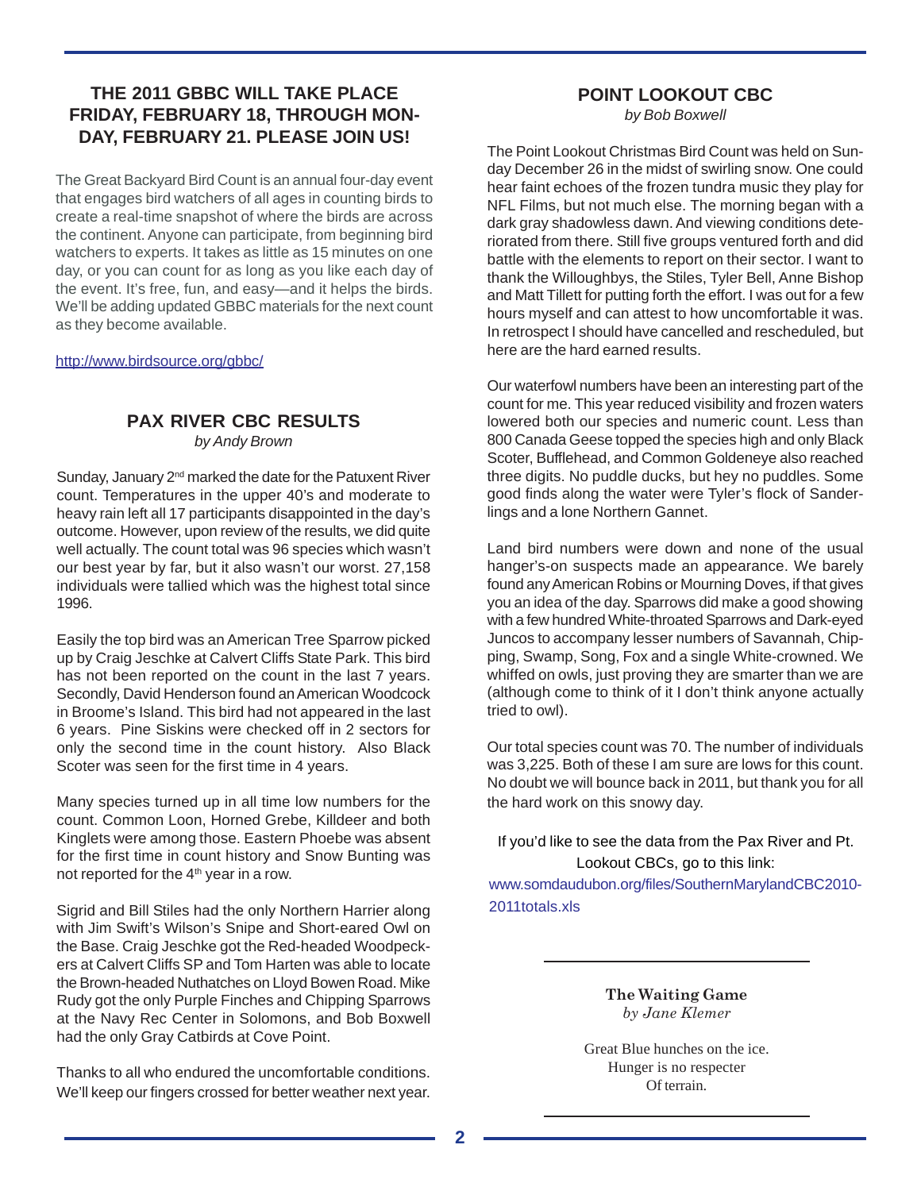## THE 2011 GBBC WILL TAKE PLACE FRIDAY, FEBRUARY 18, THROUGH MONDAY, FEBRUARY 21. PLEASE JOIN US!

The Great Backyard Bird Count is an annual four-day event that engages bird watchers of all ages in counting birds to create a real-time snapshot of where the birds are across the continent. Anyone can participate, from beginning bird watchers to experts. It takes as little as 15 minutes on one day, or you can count for as long as you like each day of the event. It's free, fun, and easy—and it helps the birds. We'll be adding updated GBBC materials for the next count as they become available.

http://www.birdsource.org/gbbc/

## PAX RIVER CBC RESULTS

*by Andy Brown*

Sunday, January 2nd marked the date for the Patuxent River count. Temperatures in the upper 40's and moderate to heavy rain left all 17 participants disappointed in the day's outcome. However, upon review of the results, we did quite well actually. The count total was 96 species which wasn't our best year by far, but it also wasn't our worst. 27,158 individuals were tallied which was the highest total since 1996.

Easily the top bird was an American Tree Sparrow picked up by Craig Jeschke at Calvert Cliffs State Park. This bird has not been reported on the count in the last 7 years. Secondly, David Henderson found an American Woodcock in Broome's Island. This bird had not appeared in the last 6 years. Pine Siskins were checked off in 2 sectors for only the second time in the count history. Also Black Scoter was seen for the first time in 4 years.

Many species turned up in all time low numbers for the count. Common Loon, Horned Grebe, Killdeer and both Kinglets were among those. Eastern Phoebe was absent for the first time in count history and Snow Bunting was not reported for the 4th year in a row.

Sigrid and Bill Stiles had the only Northern Harrier along with Jim Swift's Wilson's Snipe and Short-eared Owl on the Base. Craig Jeschke got the Red-headed Woodpeckers at Calvert Cliffs SP and Tom Harten was able to locate the Brown-headed Nuthatches on Lloyd Bowen Road. Mike Rudy got the only Purple Finches and Chipping Sparrows at the Navy Rec Center in Solomons, and Bob Boxwell had the only Gray Catbirds at Cove Point.

Thanks to all who endured the uncomfortable conditions. We'll keep our fingers crossed for better weather next year.

## POINT LOOKOUT CBC

*by Bob Boxwell*

The Point Lookout Christmas Bird Count was held on Sunday December 26 in the midst of swirling snow. One could hear faint echoes of the frozen tundra music they play for NFL Films, but not much else. The morning began with a dark gray shadowless dawn. And viewing conditions deteriorated from there. Still five groups ventured forth and did battle with the elements to report on their sector. I want to thank the Willoughbys, the Stiles, Tyler Bell, Anne Bishop and Matt Tillett for putting forth the effort. I was out for a few hours myself and can attest to how uncomfortable it was. In retrospect I should have cancelled and rescheduled, but here are the hard earned results.

Our waterfowl numbers have been an interesting part of the count for me. This year reduced visibility and frozen waters lowered both our species and numeric count. Less than 800 Canada Geese topped the species high and only Black Scoter, Bufflehead, and Common Goldeneye also reached three digits. No puddle ducks, but hey no puddles. Some good finds along the water were Tyler's flock of Sanderlings and a lone Northern Gannet.

Land bird numbers were down and none of the usual hanger's-on suspects made an appearance. We barely found any American Robins or Mourning Doves, if that gives you an idea of the day. Sparrows did make a good showing with a few hundred White-throated Sparrows and Dark-eyed Juncos to accompany lesser numbers of Savannah, Chipping, Swamp, Song, Fox and a single White-crowned. We whiffed on owls, just proving they are smarter than we are (although come to think of it I don't think anyone actually tried to owl).

Our total species count was 70. The number of individuals was 3,225. Both of these I am sure are lows for this count. No doubt we will bounce back in 2011, but thank you for all the hard work on this snowy day.

If you'd like to see the data from the Pax River and Pt. Lookout CBCs, go to this link:

www.somdaudubon.org/files/SouthernMarylandCBC2010-2011totals.xls

---

**The Waiting Game**

*by Jane Klemer*

Great Blue hunches on the ice.
Hunger is no respecter
Of terrain.

---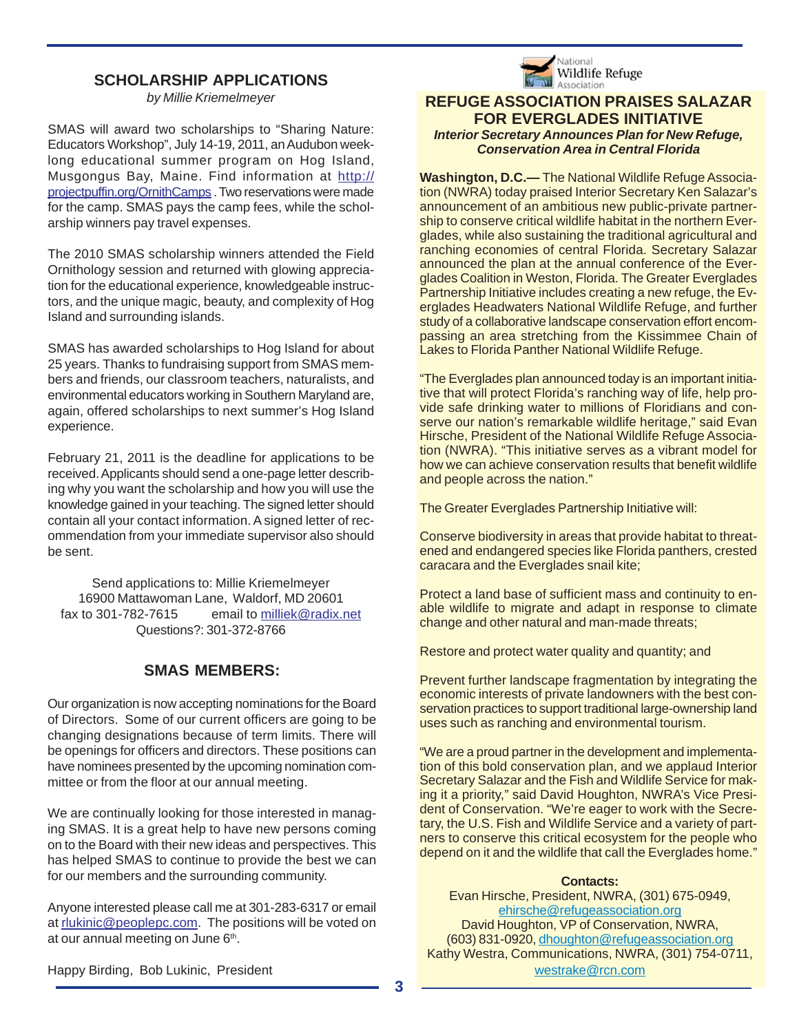## SCHOLARSHIP APPLICATIONS

*by Millie Kriemelmeyer*

SMAS will award two scholarships to "Sharing Nature: Educators Workshop", July 14-19, 2011, an Audubon week-long educational summer program on Hog Island, Musgongus Bay, Maine. Find information at http://projectpuffin.org/OrnithCamps . Two reservations were made for the camp. SMAS pays the camp fees, while the scholarship winners pay travel expenses.

The 2010 SMAS scholarship winners attended the Field Ornithology session and returned with glowing appreciation for the educational experience, knowledgeable instructors, and the unique magic, beauty, and complexity of Hog Island and surrounding islands.

SMAS has awarded scholarships to Hog Island for about 25 years. Thanks to fundraising support from SMAS members and friends, our classroom teachers, naturalists, and environmental educators working in Southern Maryland are, again, offered scholarships to next summer's Hog Island experience.

February 21, 2011 is the deadline for applications to be received. Applicants should send a one-page letter describing why you want the scholarship and how you will use the knowledge gained in your teaching. The signed letter should contain all your contact information. A signed letter of recommendation from your immediate supervisor also should be sent.

Send applications to: Millie Kriemelmeyer
16900 Mattawoman Lane, Waldorf, MD 20601
fax to 301-782-7615 email to milliek@radix.net
Questions?: 301-372-8766

## SMAS MEMBERS:

Our organization is now accepting nominations for the Board of Directors. Some of our current officers are going to be changing designations because of term limits. There will be openings for officers and directors. These positions can have nominees presented by the upcoming nomination committee or from the floor at our annual meeting.

We are continually looking for those interested in managing SMAS. It is a great help to have new persons coming on to the Board with their new ideas and perspectives. This has helped SMAS to continue to provide the best we can for our members and the surrounding community.

Anyone interested please call me at 301-283-6317 or email at rlukinic@peoplepc.com. The positions will be voted on at our annual meeting on June 6th.

Happy Birding, Bob Lukinic, President

National Wildlife Refuge Association

## REFUGE ASSOCIATION PRAISES SALAZAR FOR EVERGLADES INITIATIVE

***Interior Secretary Announces Plan for New Refuge, Conservation Area in Central Florida***

**Washington, D.C.—** The National Wildlife Refuge Association (NWRA) today praised Interior Secretary Ken Salazar's announcement of an ambitious new public-private partnership to conserve critical wildlife habitat in the northern Everglades, while also sustaining the traditional agricultural and ranching economies of central Florida. Secretary Salazar announced the plan at the annual conference of the Everglades Coalition in Weston, Florida. The Greater Everglades Partnership Initiative includes creating a new refuge, the Everglades Headwaters National Wildlife Refuge, and further study of a collaborative landscape conservation effort encompassing an area stretching from the Kissimmee Chain of Lakes to Florida Panther National Wildlife Refuge.

"The Everglades plan announced today is an important initiative that will protect Florida's ranching way of life, help provide safe drinking water to millions of Floridians and conserve our nation's remarkable wildlife heritage," said Evan Hirsche, President of the National Wildlife Refuge Association (NWRA). "This initiative serves as a vibrant model for how we can achieve conservation results that benefit wildlife and people across the nation."

The Greater Everglades Partnership Initiative will:

Conserve biodiversity in areas that provide habitat to threatened and endangered species like Florida panthers, crested caracara and the Everglades snail kite;

Protect a land base of sufficient mass and continuity to enable wildlife to migrate and adapt in response to climate change and other natural and man-made threats;

Restore and protect water quality and quantity; and

Prevent further landscape fragmentation by integrating the economic interests of private landowners with the best conservation practices to support traditional large-ownership land uses such as ranching and environmental tourism.

"We are a proud partner in the development and implementation of this bold conservation plan, and we applaud Interior Secretary Salazar and the Fish and Wildlife Service for making it a priority," said David Houghton, NWRA's Vice President of Conservation. "We're eager to work with the Secretary, the U.S. Fish and Wildlife Service and a variety of partners to conserve this critical ecosystem for the people who depend on it and the wildlife that call the Everglades home."

**Contacts:**
Evan Hirsche, President, NWRA, (301) 675-0949, ehirsche@refugeassociation.org
David Houghton, VP of Conservation, NWRA, (603) 831-0920, dhoughton@refugeassociation.org
Kathy Westra, Communications, NWRA, (301) 754-0711, westrake@rcn.com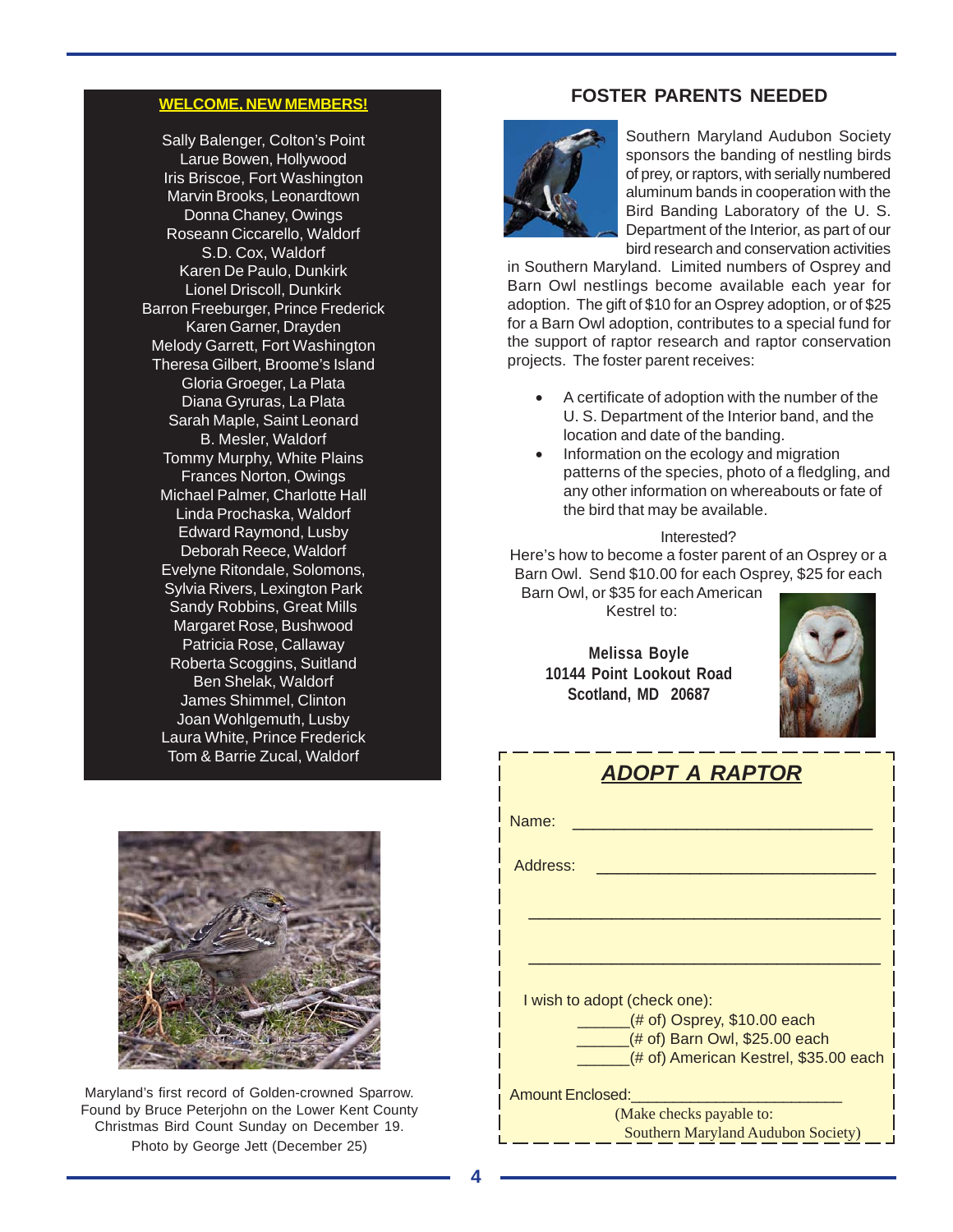## WELCOME, NEW MEMBERS!

Sally Balenger, Colton's Point
Larue Bowen, Hollywood
Iris Briscoe, Fort Washington
Marvin Brooks, Leonardtown
Donna Chaney, Owings
Roseann Ciccarello, Waldorf
S.D. Cox, Waldorf
Karen De Paulo, Dunkirk
Lionel Driscoll, Dunkirk
Barron Freeburger, Prince Frederick
Karen Garner, Drayden
Melody Garrett, Fort Washington
Theresa Gilbert, Broome's Island
Gloria Groeger, La Plata
Diana Gyruras, La Plata
Sarah Maple, Saint Leonard
B. Mesler, Waldorf
Tommy Murphy, White Plains
Frances Norton, Owings
Michael Palmer, Charlotte Hall
Linda Prochaska, Waldorf
Edward Raymond, Lusby
Deborah Reece, Waldorf
Evelyne Ritondale, Solomons,
Sylvia Rivers, Lexington Park
Sandy Robbins, Great Mills
Margaret Rose, Bushwood
Patricia Rose, Callaway
Roberta Scoggins, Suitland
Ben Shelak, Waldorf
James Shimmel, Clinton
Joan Wohlgemuth, Lusby
Laura White, Prince Frederick
Tom & Barrie Zucal, Waldorf

Maryland's first record of Golden-crowned Sparrow. Found by Bruce Peterjohn on the Lower Kent County Christmas Bird Count Sunday on December 19. Photo by George Jett (December 25)

## FOSTER PARENTS NEEDED

Southern Maryland Audubon Society sponsors the banding of nestling birds of prey, or raptors, with serially numbered aluminum bands in cooperation with the Bird Banding Laboratory of the U. S. Department of the Interior, as part of our bird research and conservation activities in Southern Maryland. Limited numbers of Osprey and Barn Owl nestlings become available each year for adoption. The gift of $10 for an Osprey adoption, or of $25 for a Barn Owl adoption, contributes to a special fund for the support of raptor research and raptor conservation projects. The foster parent receives:

- A certificate of adoption with the number of the U. S. Department of the Interior band, and the location and date of the banding.
- Information on the ecology and migration patterns of the species, photo of a fledgling, and any other information on whereabouts or fate of the bird that may be available.

Interested?

Here's how to become a foster parent of an Osprey or a Barn Owl. Send $10.00 for each Osprey, $25 for each Barn Owl, or $35 for each American Kestrel to:

**Melissa Boyle**
**10144 Point Lookout Road**
**Scotland, MD 20687**

### *ADOPT A RAPTOR*

Name: ________________________________

Address: ______________________________

______________________________________

______________________________________

I wish to adopt (check one):

______(# of) Osprey, $10.00 each
______(# of) Barn Owl, $25.00 each
______(# of) American Kestrel, $35.00 each

Amount Enclosed:________________________

(Make checks payable to:
Southern Maryland Audubon Society)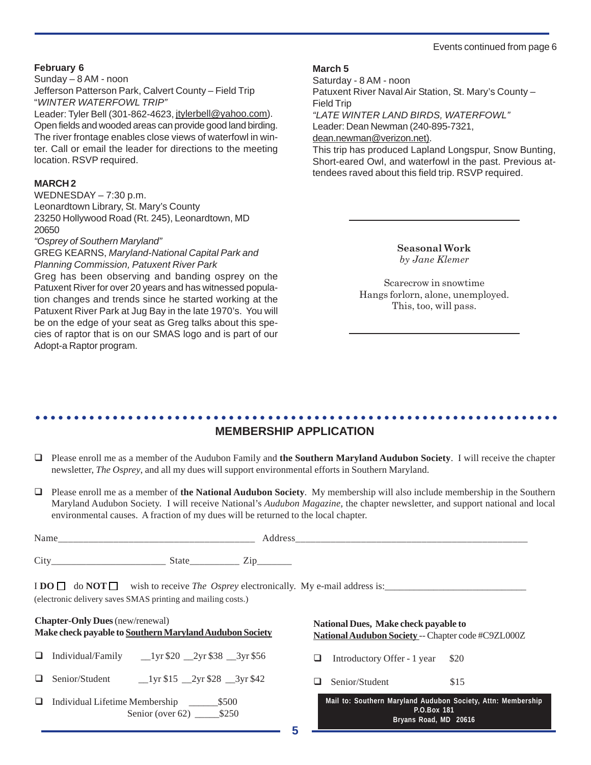Events continued from page 6

**February 6**
Sunday – 8 AM - noon
Jefferson Patterson Park, Calvert County – Field Trip
"*WINTER WATERFOWL TRIP"*
Leader: Tyler Bell (301-862-4623, jtylerbell@yahoo.com). Open fields and wooded areas can provide good land birding. The river frontage enables close views of waterfowl in winter. Call or email the leader for directions to the meeting location. RSVP required.

**MARCH 2**
WEDNESDAY – 7:30 p.m.
Leonardtown Library, St. Mary's County
23250 Hollywood Road (Rt. 245), Leonardtown, MD 20650
*"Osprey of Southern Maryland"*
GREG KEARNS, *Maryland-National Capital Park and Planning Commission, Patuxent River Park*
Greg has been observing and banding osprey on the Patuxent River for over 20 years and has witnessed population changes and trends since he started working at the Patuxent River Park at Jug Bay in the late 1970's. You will be on the edge of your seat as Greg talks about this species of raptor that is on our SMAS logo and is part of our Adopt-a Raptor program.

**March 5**
Saturday - 8 AM - noon
Patuxent River Naval Air Station, St. Mary's County – Field Trip
*"LATE WINTER LAND BIRDS, WATERFOWL"*
Leader: Dean Newman (240-895-7321, dean.newman@verizon.net).
This trip has produced Lapland Longspur, Snow Bunting, Short-eared Owl, and waterfowl in the past. Previous attendees raved about this field trip. RSVP required.

---

**Seasonal Work**
*by Jane Klemer*

Scarecrow in snowtime
Hangs forlorn, alone, unemployed.
This, too, will pass.

---

## MEMBERSHIP APPLICATION

- ❑ Please enroll me as a member of the Audubon Family and **the Southern Maryland Audubon Society**. I will receive the chapter newsletter, *The Osprey*, and all my dues will support environmental efforts in Southern Maryland.
- ❑ Please enroll me as a member of **the National Audubon Society**. My membership will also include membership in the Southern Maryland Audubon Society. I will receive National's *Audubon Magazine*, the chapter newsletter, and support national and local environmental causes. A fraction of my dues will be returned to the local chapter.

Name________________________________________ Address_______________________________________________

City_______________________ State__________ Zip_______

I **DO** ☐ do **NOT** ☐ wish to receive *The Osprey* electronically. My e-mail address is:____________________________
(electronic delivery saves SMAS printing and mailing costs.)

**Chapter-Only Dues** (new/renewal)
**Make check payable to Southern Maryland Audubon Society**

- ❑ Individual/Family __1yr $20 __2yr $38 __3yr $56
- ❑ Senior/Student __1yr $15 __2yr $28 __3yr $42
- ❑ Individual Lifetime Membership ______$500
  Senior (over 62) _____$250

**National Dues, Make check payable to**
**National Audubon Society** -- Chapter code #C9ZL000Z

- ❑ Introductory Offer - 1 year $20
- ❑ Senior/Student $15

**Mail to: Southern Maryland Audubon Society, Attn: Membership**
**P.O.Box 181**
**Bryans Road, MD 20616**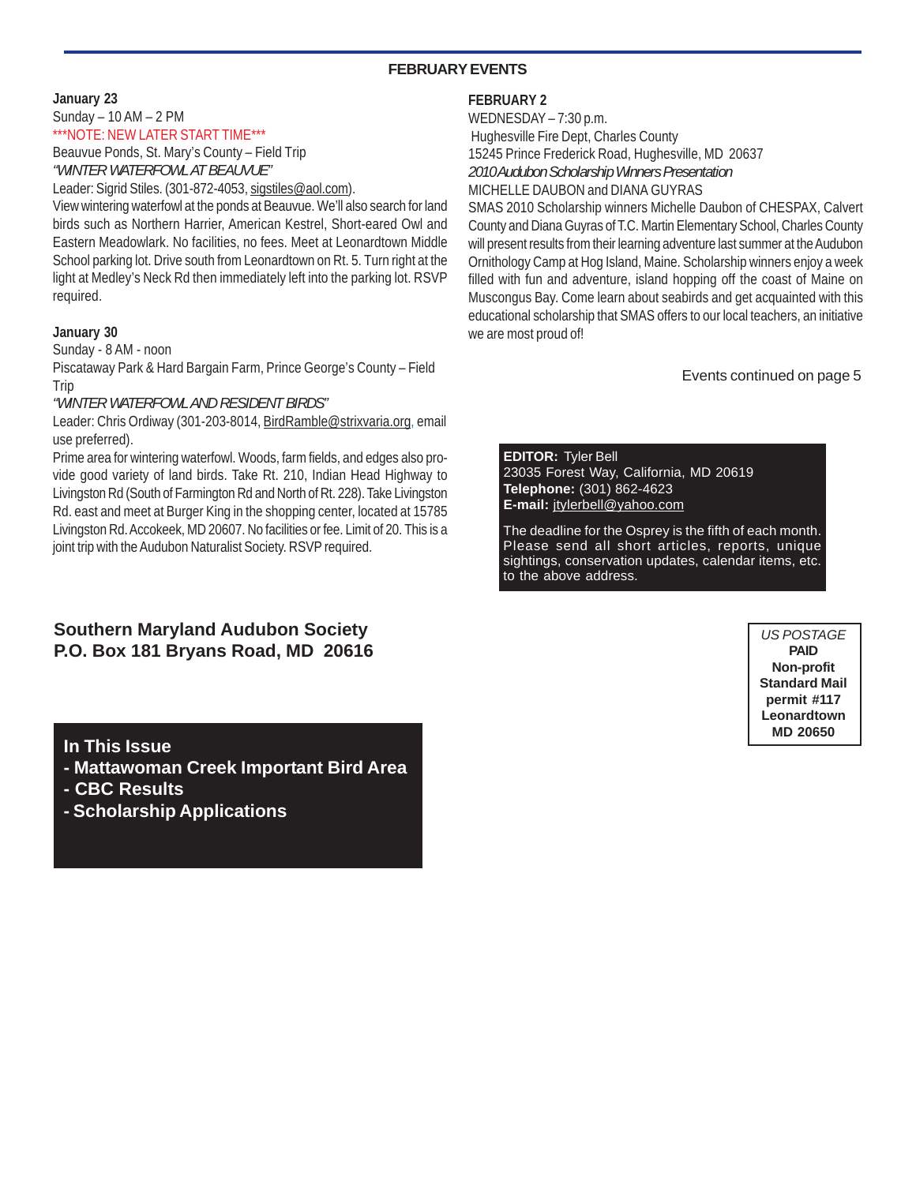## FEBRUARY EVENTS

**January 23**

Sunday – 10 AM – 2 PM

***NOTE: NEW LATER START TIME***

Beauvue Ponds, St. Mary's County – Field Trip

*"WINTER WATERFOWL AT BEAUVUE"*

Leader: Sigrid Stiles. (301-872-4053, sigstiles@aol.com).

View wintering waterfowl at the ponds at Beauvue. We'll also search for land birds such as Northern Harrier, American Kestrel, Short-eared Owl and Eastern Meadowlark. No facilities, no fees. Meet at Leonardtown Middle School parking lot. Drive south from Leonardtown on Rt. 5. Turn right at the light at Medley's Neck Rd then immediately left into the parking lot. RSVP required.

**January 30**

Sunday - 8 AM - noon

Piscataway Park & Hard Bargain Farm, Prince George's County – Field Trip

*"WINTER WATERFOWL AND RESIDENT BIRDS"*

Leader: Chris Ordiway (301-203-8014, BirdRamble@strixvaria.org, email use preferred).

Prime area for wintering waterfowl. Woods, farm fields, and edges also provide good variety of land birds. Take Rt. 210, Indian Head Highway to Livingston Rd (South of Farmington Rd and North of Rt. 228). Take Livingston Rd. east and meet at Burger King in the shopping center, located at 15785 Livingston Rd. Accokeek, MD 20607. No facilities or fee. Limit of 20. This is a joint trip with the Audubon Naturalist Society. RSVP required.

**FEBRUARY 2**

WEDNESDAY – 7:30 p.m.

Hughesville Fire Dept, Charles County

15245 Prince Frederick Road, Hughesville, MD 20637

*2010 Audubon Scholarship Winners Presentation*

MICHELLE DAUBON and DIANA GUYRAS

SMAS 2010 Scholarship winners Michelle Daubon of CHESPAX, Calvert County and Diana Guyras of T.C. Martin Elementary School, Charles County will present results from their learning adventure last summer at the Audubon Ornithology Camp at Hog Island, Maine. Scholarship winners enjoy a week filled with fun and adventure, island hopping off the coast of Maine on Muscongus Bay. Come learn about seabirds and get acquainted with this educational scholarship that SMAS offers to our local teachers, an initiative we are most proud of!

Events continued on page 5

**EDITOR:** Tyler Bell
23035 Forest Way, California, MD 20619
**Telephone:** (301) 862-4623
**E-mail:** jtylerbell@yahoo.com

The deadline for the Osprey is the fifth of each month. Please send all short articles, reports, unique sightings, conservation updates, calendar items, etc. to the above address.

**Southern Maryland Audubon Society**
**P.O. Box 181 Bryans Road, MD 20616**

*US POSTAGE*
**PAID**
**Non-profit**
**Standard Mail**
**permit #117**
**Leonardtown**
**MD 20650**

**In This Issue**
- **Mattawoman Creek Important Bird Area**
- **CBC Results**
- **Scholarship Applications**